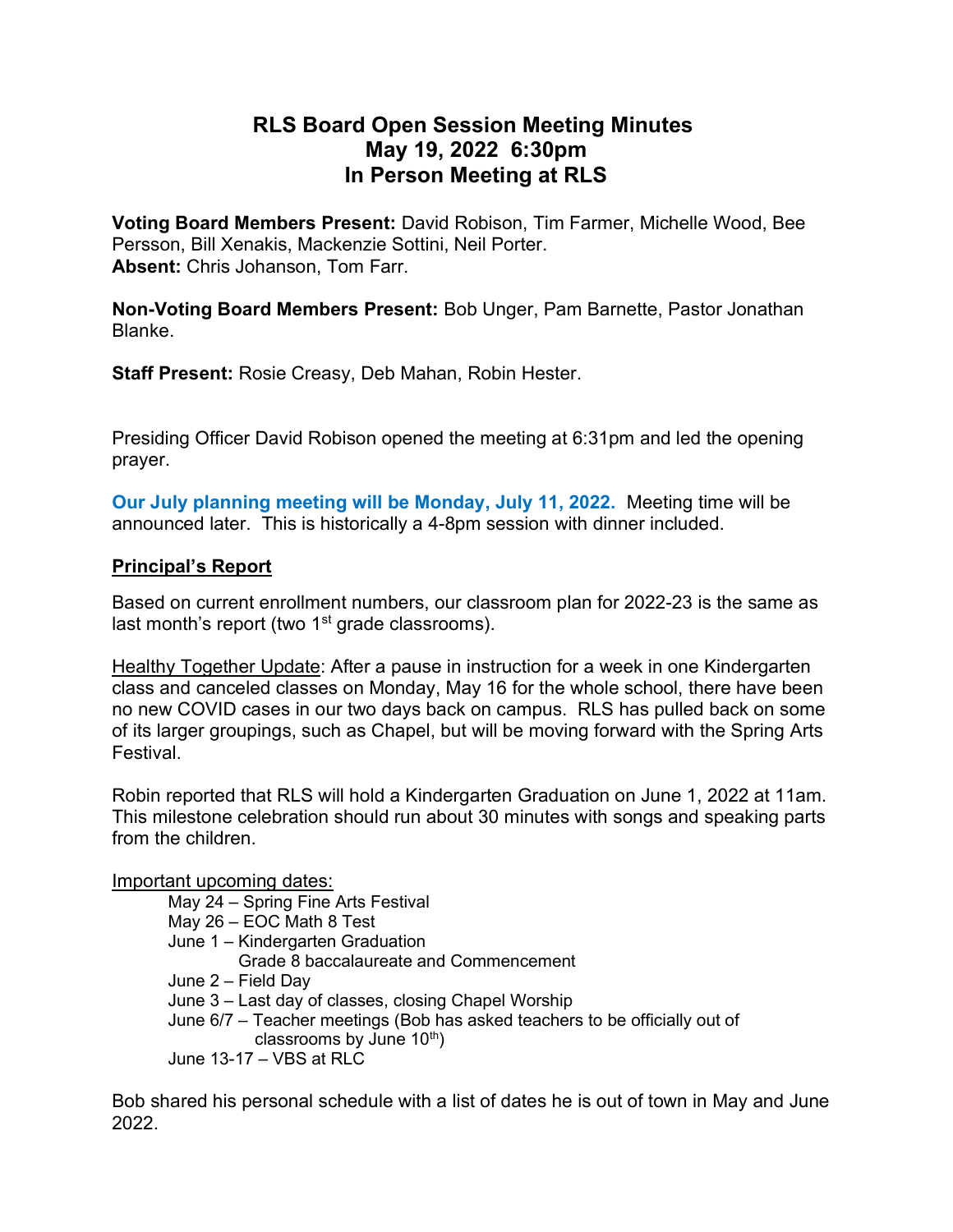# RLS Board Open Session Meeting Minutes
# May 19, 2022 6:30pm
# In Person Meeting at RLS

**Voting Board Members Present:** David Robison, Tim Farmer, Michelle Wood, Bee Persson, Bill Xenakis, Mackenzie Sottini, Neil Porter.
**Absent:** Chris Johanson, Tom Farr.

**Non-Voting Board Members Present:** Bob Unger, Pam Barnette, Pastor Jonathan Blanke.

**Staff Present:** Rosie Creasy, Deb Mahan, Robin Hester.

Presiding Officer David Robison opened the meeting at 6:31pm and led the opening prayer.

**Our July planning meeting will be Monday, July 11, 2022.** Meeting time will be announced later. This is historically a 4-8pm session with dinner included.

## Principal's Report

Based on current enrollment numbers, our classroom plan for 2022-23 is the same as last month's report (two 1st grade classrooms).

Healthy Together Update: After a pause in instruction for a week in one Kindergarten class and canceled classes on Monday, May 16 for the whole school, there have been no new COVID cases in our two days back on campus. RLS has pulled back on some of its larger groupings, such as Chapel, but will be moving forward with the Spring Arts Festival.

Robin reported that RLS will hold a Kindergarten Graduation on June 1, 2022 at 11am. This milestone celebration should run about 30 minutes with songs and speaking parts from the children.

Important upcoming dates:

- May 24 – Spring Fine Arts Festival
- May 26 – EOC Math 8 Test
- June 1 – Kindergarten Graduation
  Grade 8 baccalaureate and Commencement
- June 2 – Field Day
- June 3 – Last day of classes, closing Chapel Worship
- June 6/7 – Teacher meetings (Bob has asked teachers to be officially out of classrooms by June 10th)
- June 13-17 – VBS at RLC

Bob shared his personal schedule with a list of dates he is out of town in May and June 2022.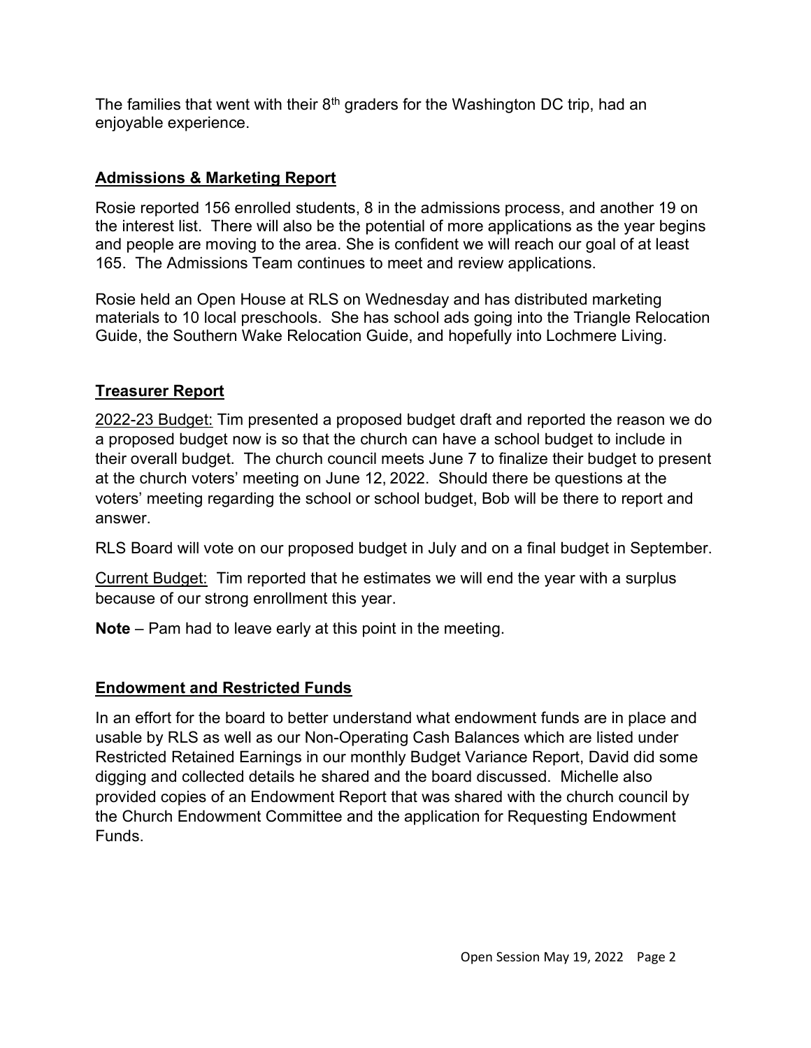The families that went with their 8th graders for the Washington DC trip, had an enjoyable experience.

## **Admissions & Marketing Report**

Rosie reported 156 enrolled students, 8 in the admissions process, and another 19 on the interest list. There will also be the potential of more applications as the year begins and people are moving to the area. She is confident we will reach our goal of at least 165. The Admissions Team continues to meet and review applications.

Rosie held an Open House at RLS on Wednesday and has distributed marketing materials to 10 local preschools. She has school ads going into the Triangle Relocation Guide, the Southern Wake Relocation Guide, and hopefully into Lochmere Living.

## **Treasurer Report**

2022-23 Budget: Tim presented a proposed budget draft and reported the reason we do a proposed budget now is so that the church can have a school budget to include in their overall budget. The church council meets June 7 to finalize their budget to present at the church voters' meeting on June 12, 2022. Should there be questions at the voters' meeting regarding the school or school budget, Bob will be there to report and answer.

RLS Board will vote on our proposed budget in July and on a final budget in September.

Current Budget: Tim reported that he estimates we will end the year with a surplus because of our strong enrollment this year.

**Note** – Pam had to leave early at this point in the meeting.

## **Endowment and Restricted Funds**

In an effort for the board to better understand what endowment funds are in place and usable by RLS as well as our Non-Operating Cash Balances which are listed under Restricted Retained Earnings in our monthly Budget Variance Report, David did some digging and collected details he shared and the board discussed. Michelle also provided copies of an Endowment Report that was shared with the church council by the Church Endowment Committee and the application for Requesting Endowment Funds.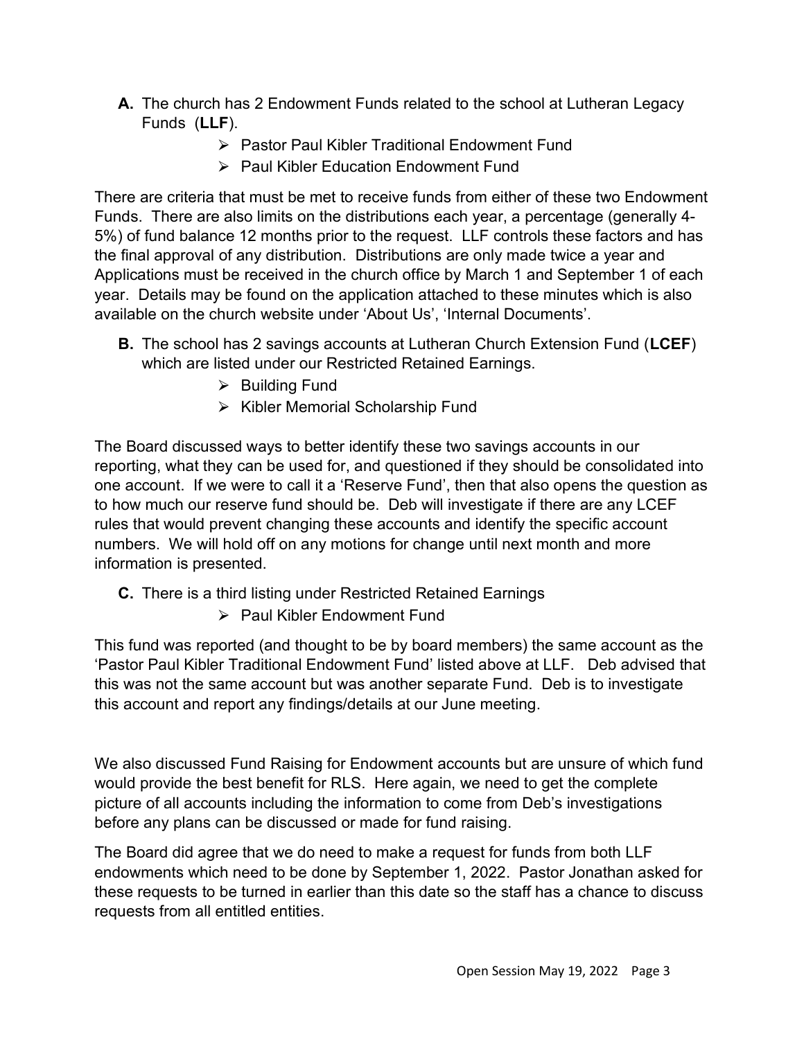**A.** The church has 2 Endowment Funds related to the school at Lutheran Legacy Funds (**LLF**).

- Pastor Paul Kibler Traditional Endowment Fund
- Paul Kibler Education Endowment Fund

There are criteria that must be met to receive funds from either of these two Endowment Funds. There are also limits on the distributions each year, a percentage (generally 4-5%) of fund balance 12 months prior to the request. LLF controls these factors and has the final approval of any distribution. Distributions are only made twice a year and Applications must be received in the church office by March 1 and September 1 of each year. Details may be found on the application attached to these minutes which is also available on the church website under 'About Us', 'Internal Documents'.

**B.** The school has 2 savings accounts at Lutheran Church Extension Fund (**LCEF**) which are listed under our Restricted Retained Earnings.

- Building Fund
- Kibler Memorial Scholarship Fund

The Board discussed ways to better identify these two savings accounts in our reporting, what they can be used for, and questioned if they should be consolidated into one account. If we were to call it a 'Reserve Fund', then that also opens the question as to how much our reserve fund should be. Deb will investigate if there are any LCEF rules that would prevent changing these accounts and identify the specific account numbers. We will hold off on any motions for change until next month and more information is presented.

**C.** There is a third listing under Restricted Retained Earnings

- Paul Kibler Endowment Fund

This fund was reported (and thought to be by board members) the same account as the 'Pastor Paul Kibler Traditional Endowment Fund' listed above at LLF. Deb advised that this was not the same account but was another separate Fund. Deb is to investigate this account and report any findings/details at our June meeting.

We also discussed Fund Raising for Endowment accounts but are unsure of which fund would provide the best benefit for RLS. Here again, we need to get the complete picture of all accounts including the information to come from Deb's investigations before any plans can be discussed or made for fund raising.

The Board did agree that we do need to make a request for funds from both LLF endowments which need to be done by September 1, 2022. Pastor Jonathan asked for these requests to be turned in earlier than this date so the staff has a chance to discuss requests from all entitled entities.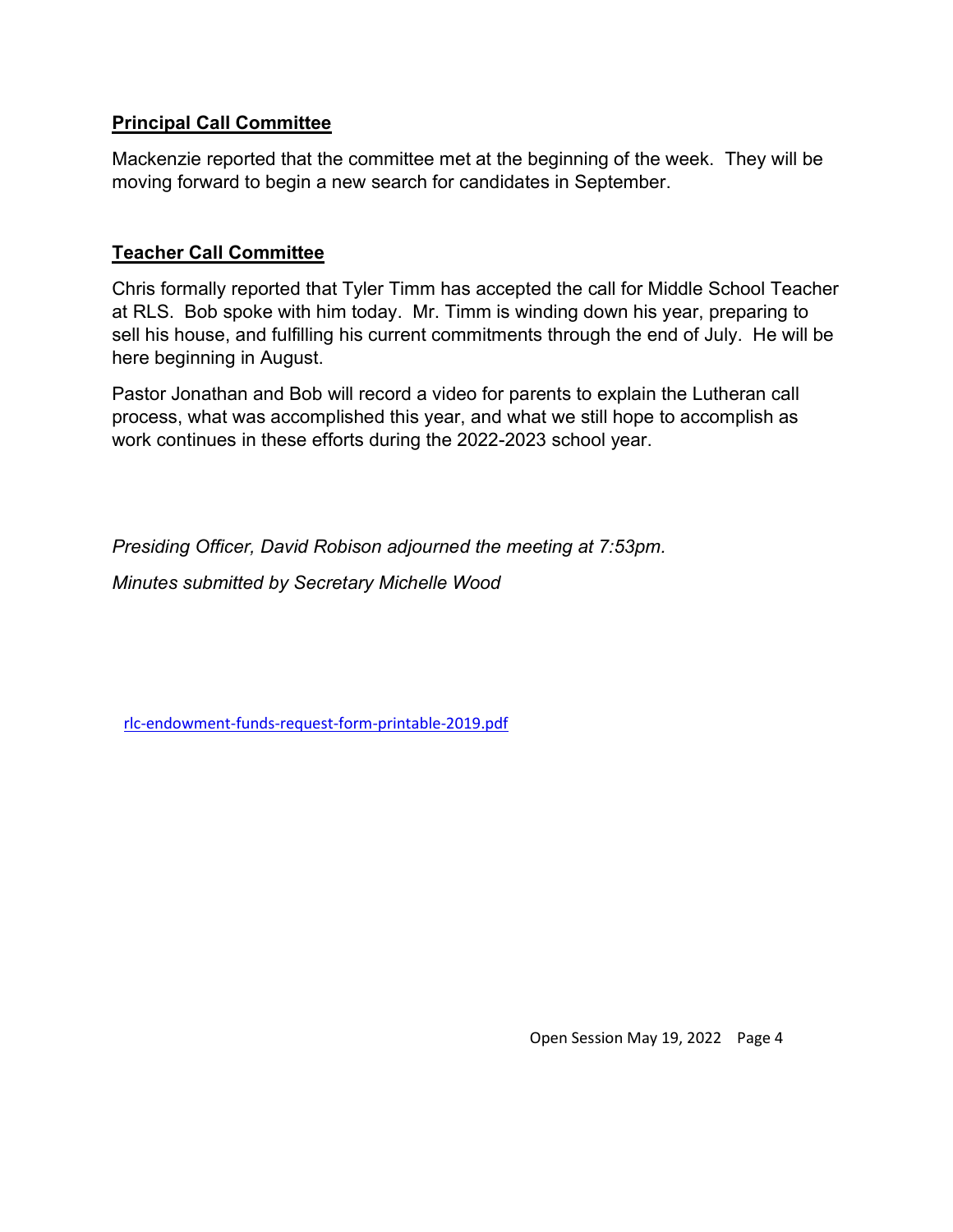**Principal Call Committee**

Mackenzie reported that the committee met at the beginning of the week. They will be moving forward to begin a new search for candidates in September.

**Teacher Call Committee**

Chris formally reported that Tyler Timm has accepted the call for Middle School Teacher at RLS. Bob spoke with him today. Mr. Timm is winding down his year, preparing to sell his house, and fulfilling his current commitments through the end of July. He will be here beginning in August.

Pastor Jonathan and Bob will record a video for parents to explain the Lutheran call process, what was accomplished this year, and what we still hope to accomplish as work continues in these efforts during the 2022-2023 school year.

*Presiding Officer, David Robison adjourned the meeting at 7:53pm.*

*Minutes submitted by Secretary Michelle Wood*

rlc-endowment-funds-request-form-printable-2019.pdf